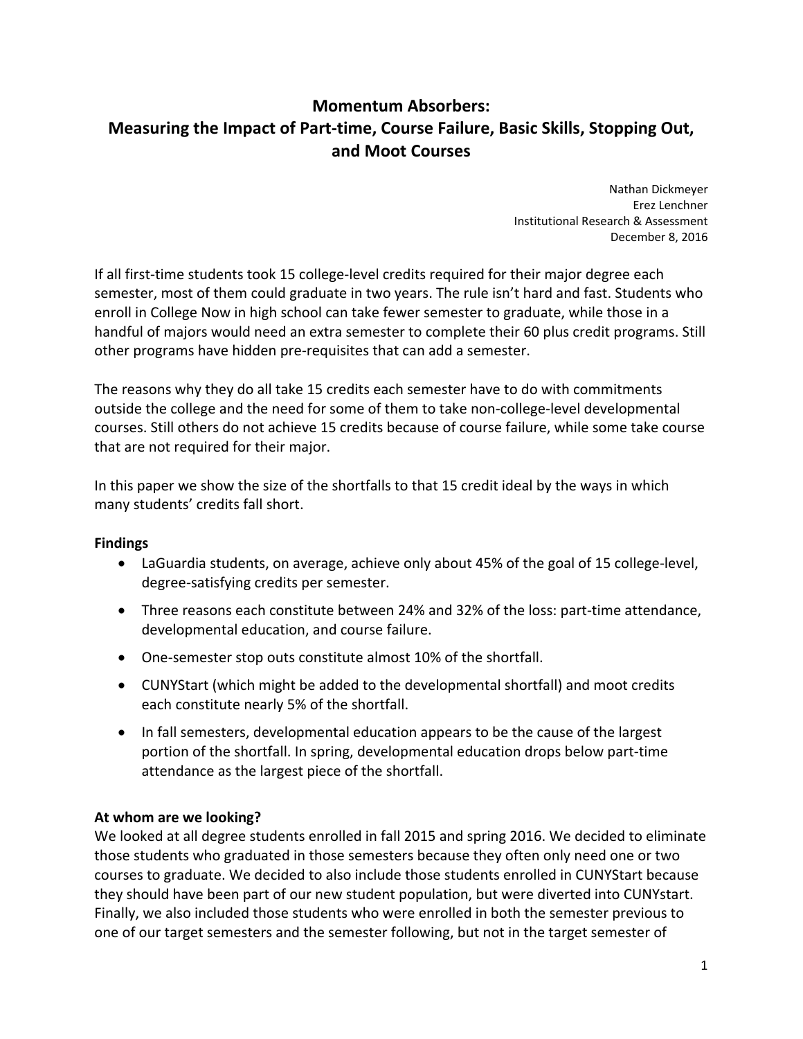# Momentum Absorbers: Measuring the Impact of Part-time, Course Failure, Basic Skills, Stopping Out, and Moot Courses

Nathan Dickmeyer
Erez Lenchner
Institutional Research & Assessment
December 8, 2016

If all first-time students took 15 college-level credits required for their major degree each semester, most of them could graduate in two years. The rule isn't hard and fast. Students who enroll in College Now in high school can take fewer semester to graduate, while those in a handful of majors would need an extra semester to complete their 60 plus credit programs. Still other programs have hidden pre-requisites that can add a semester.

The reasons why they do all take 15 credits each semester have to do with commitments outside the college and the need for some of them to take non-college-level developmental courses. Still others do not achieve 15 credits because of course failure, while some take course that are not required for their major.

In this paper we show the size of the shortfalls to that 15 credit ideal by the ways in which many students' credits fall short.

**Findings**

- LaGuardia students, on average, achieve only about 45% of the goal of 15 college-level, degree-satisfying credits per semester.
- Three reasons each constitute between 24% and 32% of the loss: part-time attendance, developmental education, and course failure.
- One-semester stop outs constitute almost 10% of the shortfall.
- CUNYStart (which might be added to the developmental shortfall) and moot credits each constitute nearly 5% of the shortfall.
- In fall semesters, developmental education appears to be the cause of the largest portion of the shortfall. In spring, developmental education drops below part-time attendance as the largest piece of the shortfall.

**At whom are we looking?**

We looked at all degree students enrolled in fall 2015 and spring 2016. We decided to eliminate those students who graduated in those semesters because they often only need one or two courses to graduate. We decided to also include those students enrolled in CUNYStart because they should have been part of our new student population, but were diverted into CUNYstart. Finally, we also included those students who were enrolled in both the semester previous to one of our target semesters and the semester following, but not in the target semester of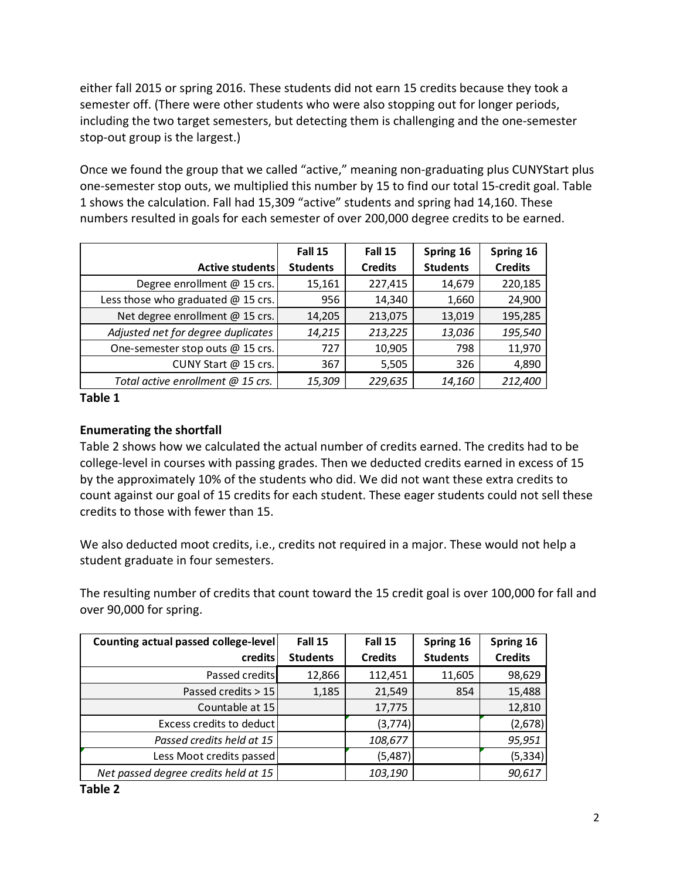either fall 2015 or spring 2016. These students did not earn 15 credits because they took a semester off. (There were other students who were also stopping out for longer periods, including the two target semesters, but detecting them is challenging and the one-semester stop-out group is the largest.)

Once we found the group that we called "active," meaning non-graduating plus CUNYStart plus one-semester stop outs, we multiplied this number by 15 to find our total 15-credit goal. Table 1 shows the calculation. Fall had 15,309 "active" students and spring had 14,160. These numbers resulted in goals for each semester of over 200,000 degree credits to be earned.

| Active students | Fall 15 Students | Fall 15 Credits | Spring 16 Students | Spring 16 Credits |
|---|---|---|---|---|
| Degree enrollment @ 15 crs. | 15,161 | 227,415 | 14,679 | 220,185 |
| Less those who graduated @ 15 crs. | 956 | 14,340 | 1,660 | 24,900 |
| Net degree enrollment @ 15 crs. | 14,205 | 213,075 | 13,019 | 195,285 |
| *Adjusted net for degree duplicates* | *14,215* | *213,225* | *13,036* | *195,540* |
| One-semester stop outs @ 15 crs. | 727 | 10,905 | 798 | 11,970 |
| CUNY Start @ 15 crs. | 367 | 5,505 | 326 | 4,890 |
| *Total active enrollment @ 15 crs.* | *15,309* | *229,635* | *14,160* | *212,400* |

**Table 1**

### Enumerating the shortfall

Table 2 shows how we calculated the actual number of credits earned. The credits had to be college-level in courses with passing grades. Then we deducted credits earned in excess of 15 by the approximately 10% of the students who did. We did not want these extra credits to count against our goal of 15 credits for each student. These eager students could not sell these credits to those with fewer than 15.

We also deducted moot credits, i.e., credits not required in a major. These would not help a student graduate in four semesters.

The resulting number of credits that count toward the 15 credit goal is over 100,000 for fall and over 90,000 for spring.

| Counting actual passed college-level credits | Fall 15 Students | Fall 15 Credits | Spring 16 Students | Spring 16 Credits |
|---|---|---|---|---|
| Passed credits | 12,866 | 112,451 | 11,605 | 98,629 |
| Passed credits > 15 | 1,185 | 21,549 | 854 | 15,488 |
| Countable at 15 | | 17,775 | | 12,810 |
| Excess credits to deduct | | (3,774) | | (2,678) |
| *Passed credits held at 15* | | *108,677* | | *95,951* |
| Less Moot credits passed | | (5,487) | | (5,334) |
| *Net passed degree credits held at 15* | | *103,190* | | *90,617* |

**Table 2**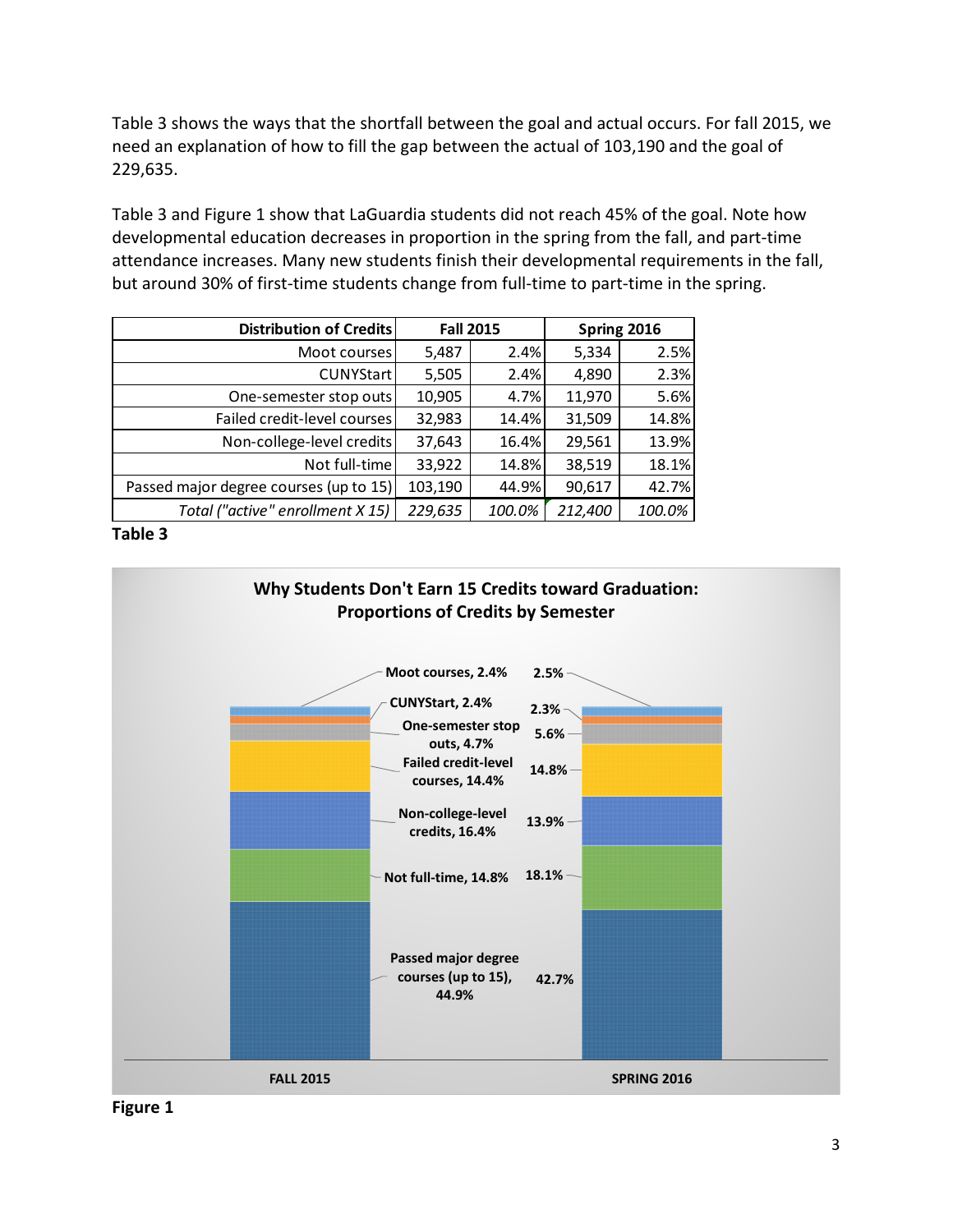Table 3 shows the ways that the shortfall between the goal and actual occurs. For fall 2015, we need an explanation of how to fill the gap between the actual of 103,190 and the goal of 229,635.

Table 3 and Figure 1 show that LaGuardia students did not reach 45% of the goal. Note how developmental education decreases in proportion in the spring from the fall, and part-time attendance increases. Many new students finish their developmental requirements in the fall, but around 30% of first-time students change from full-time to part-time in the spring.

| Distribution of Credits | Fall 2015 | | Spring 2016 | |
|---:|---:|---:|---:|---:|
| Moot courses | 5,487 | 2.4% | 5,334 | 2.5% |
| CUNYStart | 5,505 | 2.4% | 4,890 | 2.3% |
| One-semester stop outs | 10,905 | 4.7% | 11,970 | 5.6% |
| Failed credit-level courses | 32,983 | 14.4% | 31,509 | 14.8% |
| Non-college-level credits | 37,643 | 16.4% | 29,561 | 13.9% |
| Not full-time | 33,922 | 14.8% | 38,519 | 18.1% |
| Passed major degree courses (up to 15) | 103,190 | 44.9% | 90,617 | 42.7% |
| *Total ("active" enrollment X 15)* | *229,635* | *100.0%* | *212,400* | *100.0%* |

**Table 3**

**Why Students Don't Earn 15 Credits toward Graduation: Proportions of Credits by Semester**

| Category | FALL 2015 | SPRING 2016 |
|---|---|---|
| Moot courses | 2.4% | 2.5% |
| CUNYStart | 2.4% | 2.3% |
| One-semester stop outs | 4.7% | 5.6% |
| Failed credit-level courses | 14.4% | 14.8% |
| Non-college-level credits | 16.4% | 13.9% |
| Not full-time | 14.8% | 18.1% |
| Passed major degree courses (up to 15) | 44.9% | 42.7% |

**Figure 1**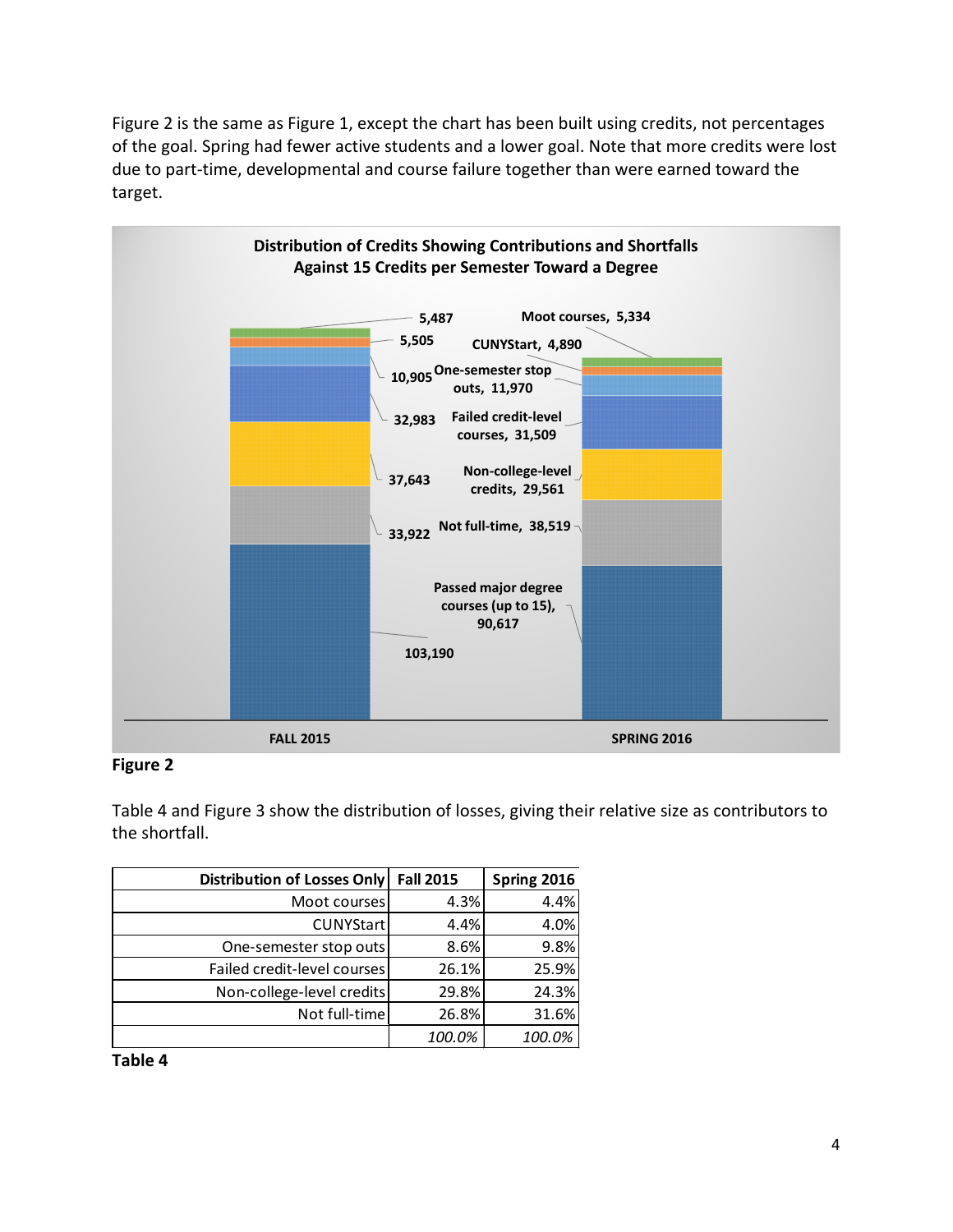Figure 2 is the same as Figure 1, except the chart has been built using credits, not percentages of the goal. Spring had fewer active students and a lower goal. Note that more credits were lost due to part-time, developmental and course failure together than were earned toward the target.

**Figure 2**

Table 4 and Figure 3 show the distribution of losses, giving their relative size as contributors to the shortfall.

| Distribution of Losses Only | Fall 2015 | Spring 2016 |
|---:|---:|---:|
| Moot courses | 4.3% | 4.4% |
| CUNYStart | 4.4% | 4.0% |
| One-semester stop outs | 8.6% | 9.8% |
| Failed credit-level courses | 26.1% | 25.9% |
| Non-college-level credits | 29.8% | 24.3% |
| Not full-time | 26.8% | 31.6% |
| | *100.0%* | *100.0%* |

**Table 4**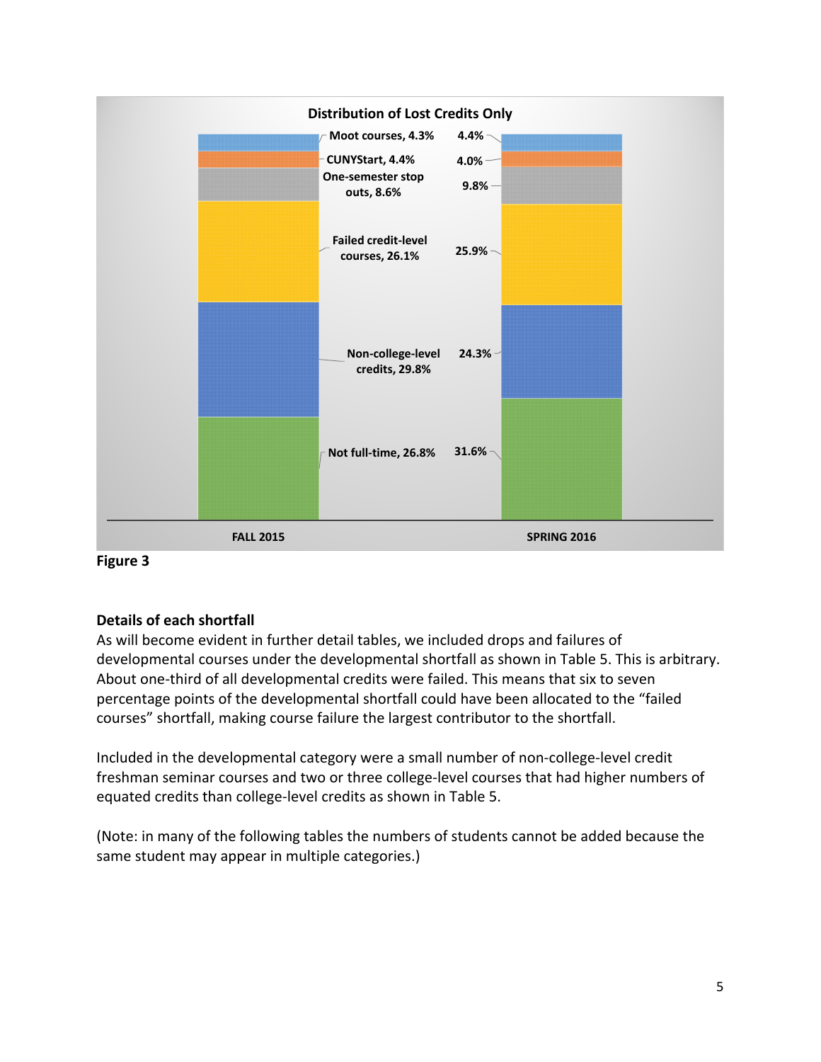**Distribution of Lost Credits Only**

| Category | FALL 2015 | SPRING 2016 |
| --- | --- | --- |
| Moot courses | 4.3% | 4.4% |
| CUNYStart | 4.4% | 4.0% |
| One-semester stop outs | 8.6% | 9.8% |
| Failed credit-level courses | 26.1% | 25.9% |
| Non-college-level credits | 29.8% | 24.3% |
| Not full-time | 26.8% | 31.6% |

**Figure 3**

### Details of each shortfall

As will become evident in further detail tables, we included drops and failures of developmental courses under the developmental shortfall as shown in Table 5. This is arbitrary. About one-third of all developmental credits were failed. This means that six to seven percentage points of the developmental shortfall could have been allocated to the "failed courses" shortfall, making course failure the largest contributor to the shortfall.

Included in the developmental category were a small number of non-college-level credit freshman seminar courses and two or three college-level courses that had higher numbers of equated credits than college-level credits as shown in Table 5.

(Note: in many of the following tables the numbers of students cannot be added because the same student may appear in multiple categories.)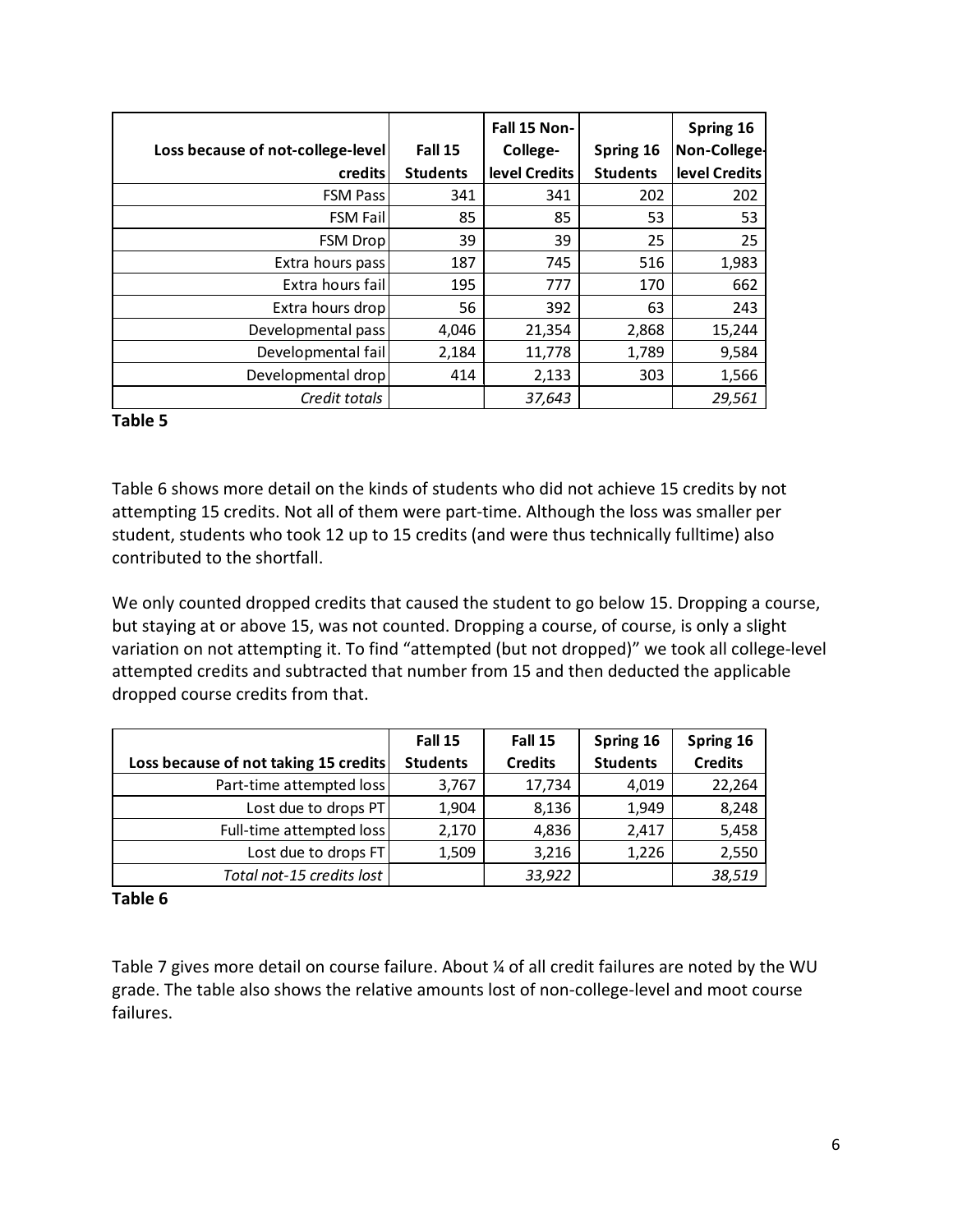| Loss because of not-college-level credits | Fall 15 Students | Fall 15 Non-College-level Credits | Spring 16 Students | Spring 16 Non-College-level Credits |
|---|---|---|---|---|
| FSM Pass | 341 | 341 | 202 | 202 |
| FSM Fail | 85 | 85 | 53 | 53 |
| FSM Drop | 39 | 39 | 25 | 25 |
| Extra hours pass | 187 | 745 | 516 | 1,983 |
| Extra hours fail | 195 | 777 | 170 | 662 |
| Extra hours drop | 56 | 392 | 63 | 243 |
| Developmental pass | 4,046 | 21,354 | 2,868 | 15,244 |
| Developmental fail | 2,184 | 11,778 | 1,789 | 9,584 |
| Developmental drop | 414 | 2,133 | 303 | 1,566 |
| *Credit totals* | | *37,643* | | *29,561* |

**Table 5**

Table 6 shows more detail on the kinds of students who did not achieve 15 credits by not attempting 15 credits. Not all of them were part-time. Although the loss was smaller per student, students who took 12 up to 15 credits (and were thus technically fulltime) also contributed to the shortfall.

We only counted dropped credits that caused the student to go below 15. Dropping a course, but staying at or above 15, was not counted. Dropping a course, of course, is only a slight variation on not attempting it. To find "attempted (but not dropped)" we took all college-level attempted credits and subtracted that number from 15 and then deducted the applicable dropped course credits from that.

| Loss because of not taking 15 credits | Fall 15 Students | Fall 15 Credits | Spring 16 Students | Spring 16 Credits |
|---|---|---|---|---|
| Part-time attempted loss | 3,767 | 17,734 | 4,019 | 22,264 |
| Lost due to drops PT | 1,904 | 8,136 | 1,949 | 8,248 |
| Full-time attempted loss | 2,170 | 4,836 | 2,417 | 5,458 |
| Lost due to drops FT | 1,509 | 3,216 | 1,226 | 2,550 |
| *Total not-15 credits lost* | | *33,922* | | *38,519* |

**Table 6**

Table 7 gives more detail on course failure. About ¼ of all credit failures are noted by the WU grade. The table also shows the relative amounts lost of non-college-level and moot course failures.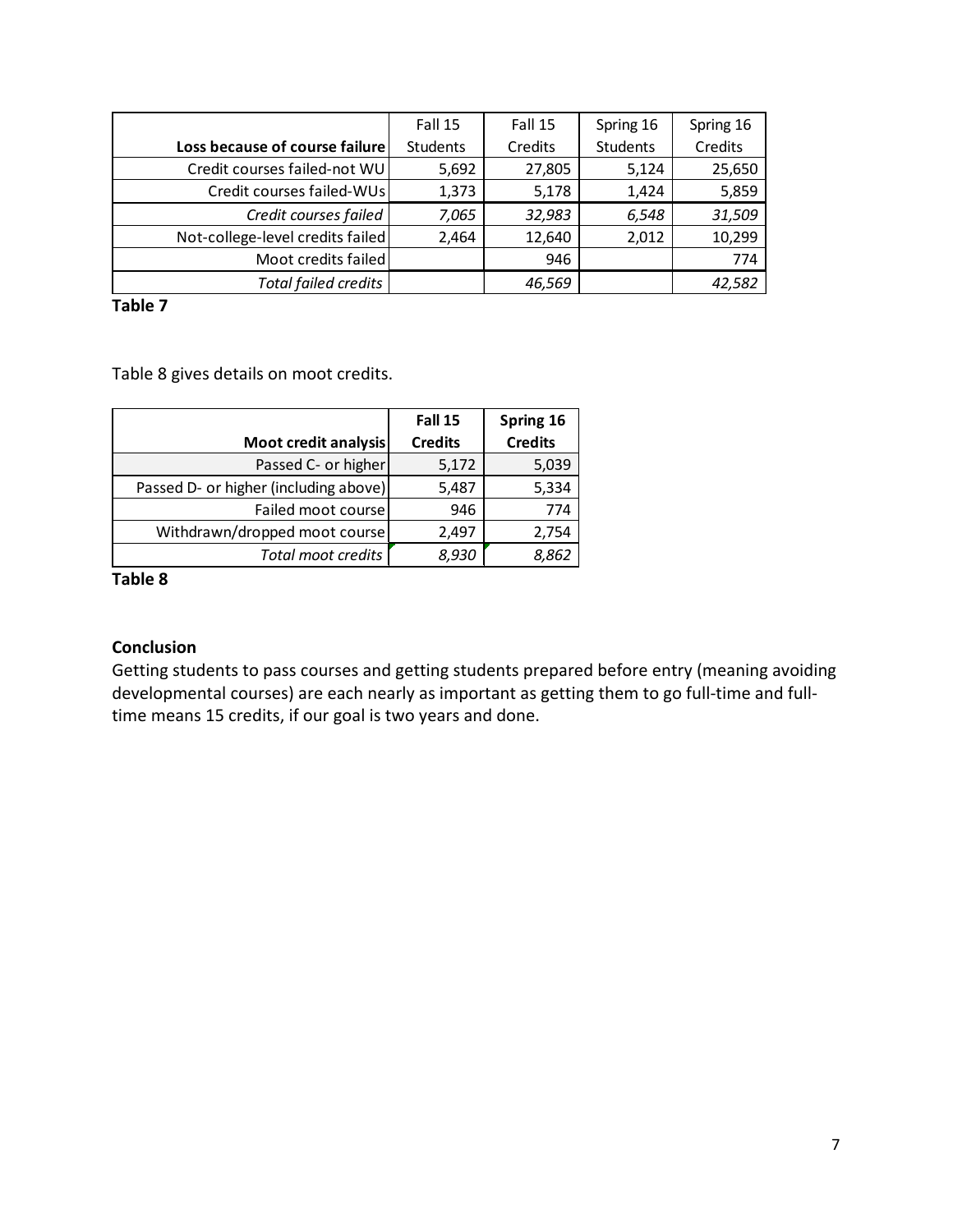| Loss because of course failure | Fall 15 Students | Fall 15 Credits | Spring 16 Students | Spring 16 Credits |
|---|---|---|---|---|
| Credit courses failed-not WU | 5,692 | 27,805 | 5,124 | 25,650 |
| Credit courses failed-WUs | 1,373 | 5,178 | 1,424 | 5,859 |
| *Credit courses failed* | *7,065* | *32,983* | *6,548* | *31,509* |
| Not-college-level credits failed | 2,464 | 12,640 | 2,012 | 10,299 |
| Moot credits failed | | 946 | | 774 |
| *Total failed credits* | | *46,569* | | *42,582* |

**Table 7**

Table 8 gives details on moot credits.

| Moot credit analysis | Fall 15 Credits | Spring 16 Credits |
|---|---|---|
| Passed C- or higher | 5,172 | 5,039 |
| Passed D- or higher (including above) | 5,487 | 5,334 |
| Failed moot course | 946 | 774 |
| Withdrawn/dropped moot course | 2,497 | 2,754 |
| *Total moot credits* | *8,930* | *8,862* |

**Table 8**

**Conclusion**

Getting students to pass courses and getting students prepared before entry (meaning avoiding developmental courses) are each nearly as important as getting them to go full-time and full-time means 15 credits, if our goal is two years and done.